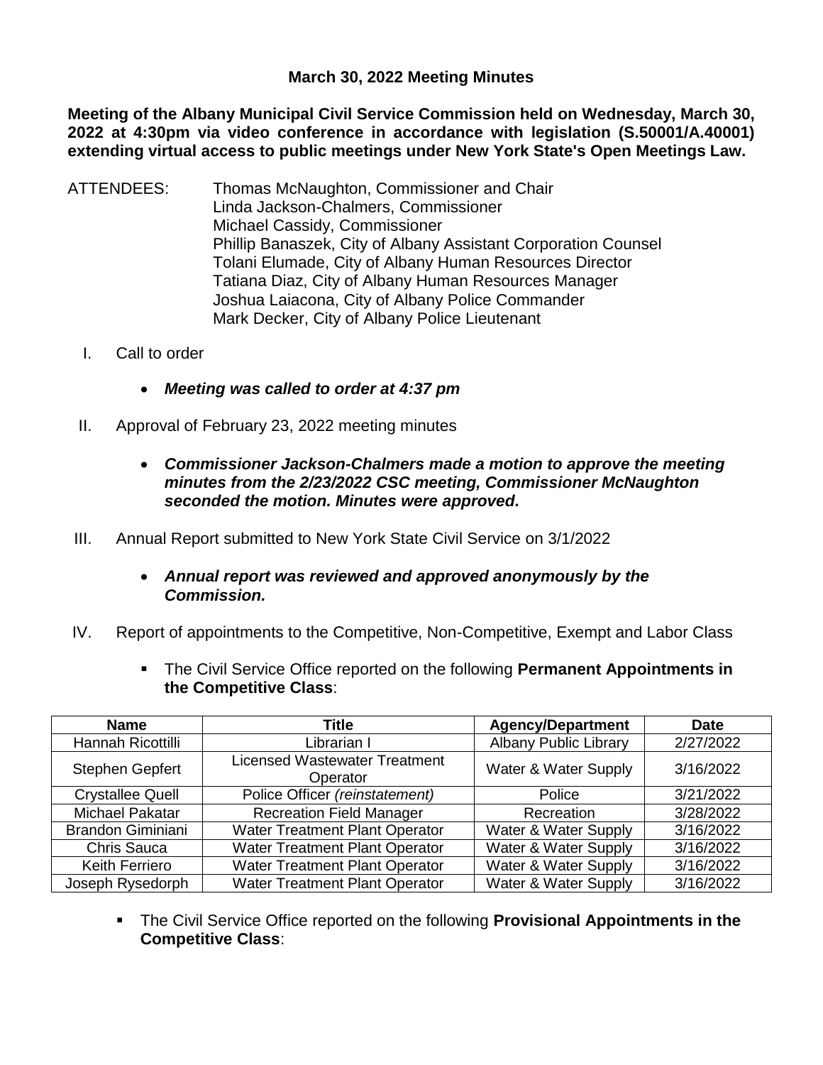# March 30, 2022 Meeting Minutes

**Meeting of the Albany Municipal Civil Service Commission held on Wednesday, March 30, 2022 at 4:30pm via video conference in accordance with legislation (S.50001/A.40001) extending virtual access to public meetings under New York State's Open Meetings Law.**

ATTENDEES:
- Thomas McNaughton, Commissioner and Chair
- Linda Jackson-Chalmers, Commissioner
- Michael Cassidy, Commissioner
- Phillip Banaszek, City of Albany Assistant Corporation Counsel
- Tolani Elumade, City of Albany Human Resources Director
- Tatiana Diaz, City of Albany Human Resources Manager
- Joshua Laiacona, City of Albany Police Commander
- Mark Decker, City of Albany Police Lieutenant

I. Call to order

- ***Meeting was called to order at 4:37 pm***

II. Approval of February 23, 2022 meeting minutes

- ***Commissioner Jackson-Chalmers made a motion to approve the meeting minutes from the 2/23/2022 CSC meeting, Commissioner McNaughton seconded the motion. Minutes were approved.***

III. Annual Report submitted to New York State Civil Service on 3/1/2022

- ***Annual report was reviewed and approved anonymously by the Commission.***

IV. Report of appointments to the Competitive, Non-Competitive, Exempt and Labor Class

- The Civil Service Office reported on the following **Permanent Appointments in the Competitive Class**:

| Name | Title | Agency/Department | Date |
|---|---|---|---|
| Hannah Ricottilli | Librarian I | Albany Public Library | 2/27/2022 |
| Stephen Gepfert | Licensed Wastewater Treatment Operator | Water & Water Supply | 3/16/2022 |
| Crystallee Quell | Police Officer *(reinstatement)* | Police | 3/21/2022 |
| Michael Pakatar | Recreation Field Manager | Recreation | 3/28/2022 |
| Brandon Giminiani | Water Treatment Plant Operator | Water & Water Supply | 3/16/2022 |
| Chris Sauca | Water Treatment Plant Operator | Water & Water Supply | 3/16/2022 |
| Keith Ferriero | Water Treatment Plant Operator | Water & Water Supply | 3/16/2022 |
| Joseph Rysedorph | Water Treatment Plant Operator | Water & Water Supply | 3/16/2022 |

- The Civil Service Office reported on the following **Provisional Appointments in the Competitive Class**: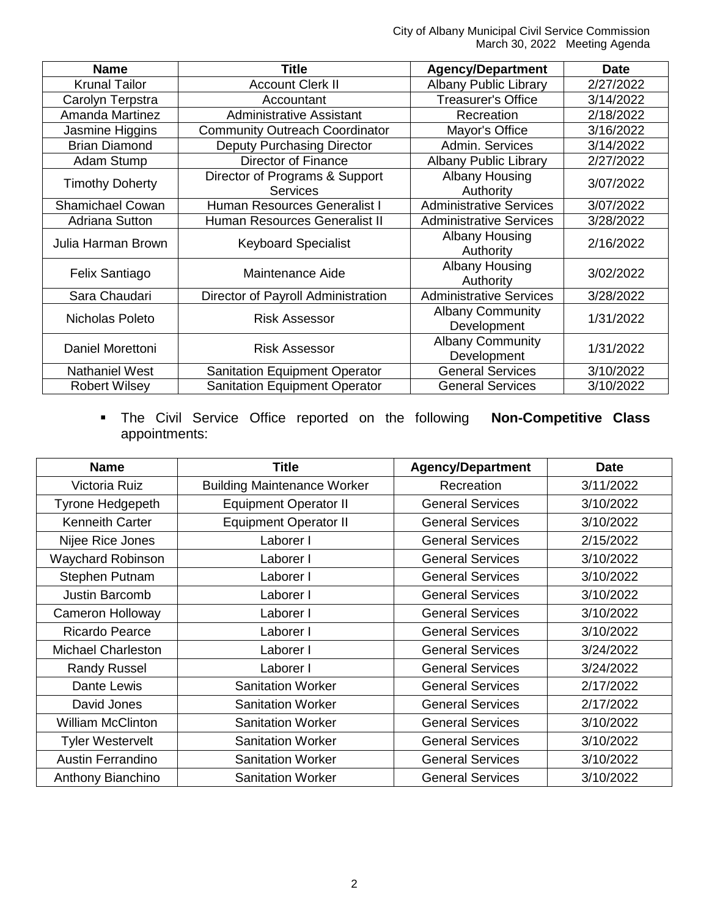| Name | Title | Agency/Department | Date |
|---|---|---|---|
| Krunal Tailor | Account Clerk II | Albany Public Library | 2/27/2022 |
| Carolyn Terpstra | Accountant | Treasurer's Office | 3/14/2022 |
| Amanda Martinez | Administrative Assistant | Recreation | 2/18/2022 |
| Jasmine Higgins | Community Outreach Coordinator | Mayor's Office | 3/16/2022 |
| Brian Diamond | Deputy Purchasing Director | Admin. Services | 3/14/2022 |
| Adam Stump | Director of Finance | Albany Public Library | 2/27/2022 |
| Timothy Doherty | Director of Programs & Support Services | Albany Housing Authority | 3/07/2022 |
| Shamichael Cowan | Human Resources Generalist I | Administrative Services | 3/07/2022 |
| Adriana Sutton | Human Resources Generalist II | Administrative Services | 3/28/2022 |
| Julia Harman Brown | Keyboard Specialist | Albany Housing Authority | 2/16/2022 |
| Felix Santiago | Maintenance Aide | Albany Housing Authority | 3/02/2022 |
| Sara Chaudari | Director of Payroll Administration | Administrative Services | 3/28/2022 |
| Nicholas Poleto | Risk Assessor | Albany Community Development | 1/31/2022 |
| Daniel Morettoni | Risk Assessor | Albany Community Development | 1/31/2022 |
| Nathaniel West | Sanitation Equipment Operator | General Services | 3/10/2022 |
| Robert Wilsey | Sanitation Equipment Operator | General Services | 3/10/2022 |

- The Civil Service Office reported on the following **Non-Competitive Class** appointments:

| Name | Title | Agency/Department | Date |
|---|---|---|---|
| Victoria Ruiz | Building Maintenance Worker | Recreation | 3/11/2022 |
| Tyrone Hedgepeth | Equipment Operator II | General Services | 3/10/2022 |
| Kenneith Carter | Equipment Operator II | General Services | 3/10/2022 |
| Nijee Rice Jones | Laborer I | General Services | 2/15/2022 |
| Waychard Robinson | Laborer I | General Services | 3/10/2022 |
| Stephen Putnam | Laborer I | General Services | 3/10/2022 |
| Justin Barcomb | Laborer I | General Services | 3/10/2022 |
| Cameron Holloway | Laborer I | General Services | 3/10/2022 |
| Ricardo Pearce | Laborer I | General Services | 3/10/2022 |
| Michael Charleston | Laborer I | General Services | 3/24/2022 |
| Randy Russel | Laborer I | General Services | 3/24/2022 |
| Dante Lewis | Sanitation Worker | General Services | 2/17/2022 |
| David Jones | Sanitation Worker | General Services | 2/17/2022 |
| William McClinton | Sanitation Worker | General Services | 3/10/2022 |
| Tyler Westervelt | Sanitation Worker | General Services | 3/10/2022 |
| Austin Ferrandino | Sanitation Worker | General Services | 3/10/2022 |
| Anthony Bianchino | Sanitation Worker | General Services | 3/10/2022 |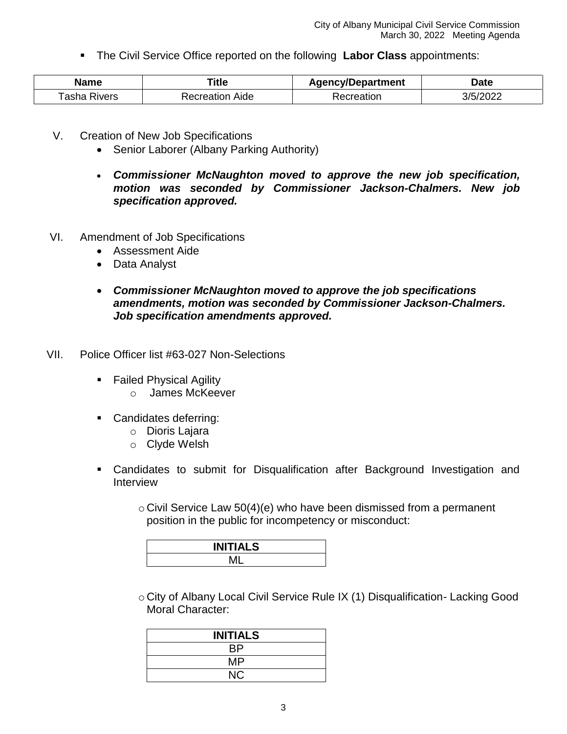- The Civil Service Office reported on the following **Labor Class** appointments:

| Name | Title | Agency/Department | Date |
|---|---|---|---|
| Tasha Rivers | Recreation Aide | Recreation | 3/5/2022 |

V. Creation of New Job Specifications
   - Senior Laborer (Albany Parking Authority)
   - ***Commissioner McNaughton moved to approve the new job specification, motion was seconded by Commissioner Jackson-Chalmers. New job specification approved.***

VI. Amendment of Job Specifications
   - Assessment Aide
   - Data Analyst
   - ***Commissioner McNaughton moved to approve the job specifications amendments, motion was seconded by Commissioner Jackson-Chalmers. Job specification amendments approved.***

VII. Police Officer list #63-027 Non-Selections

   - Failed Physical Agility
     - James McKeever
   - Candidates deferring:
     - Dioris Lajara
     - Clyde Welsh
   - Candidates to submit for Disqualification after Background Investigation and Interview
     - Civil Service Law 50(4)(e) who have been dismissed from a permanent position in the public for incompetency or misconduct:

| INITIALS |
|---|
| ML |

     - City of Albany Local Civil Service Rule IX (1) Disqualification- Lacking Good Moral Character:

| INITIALS |
|---|
| BP |
| MP |
| NC |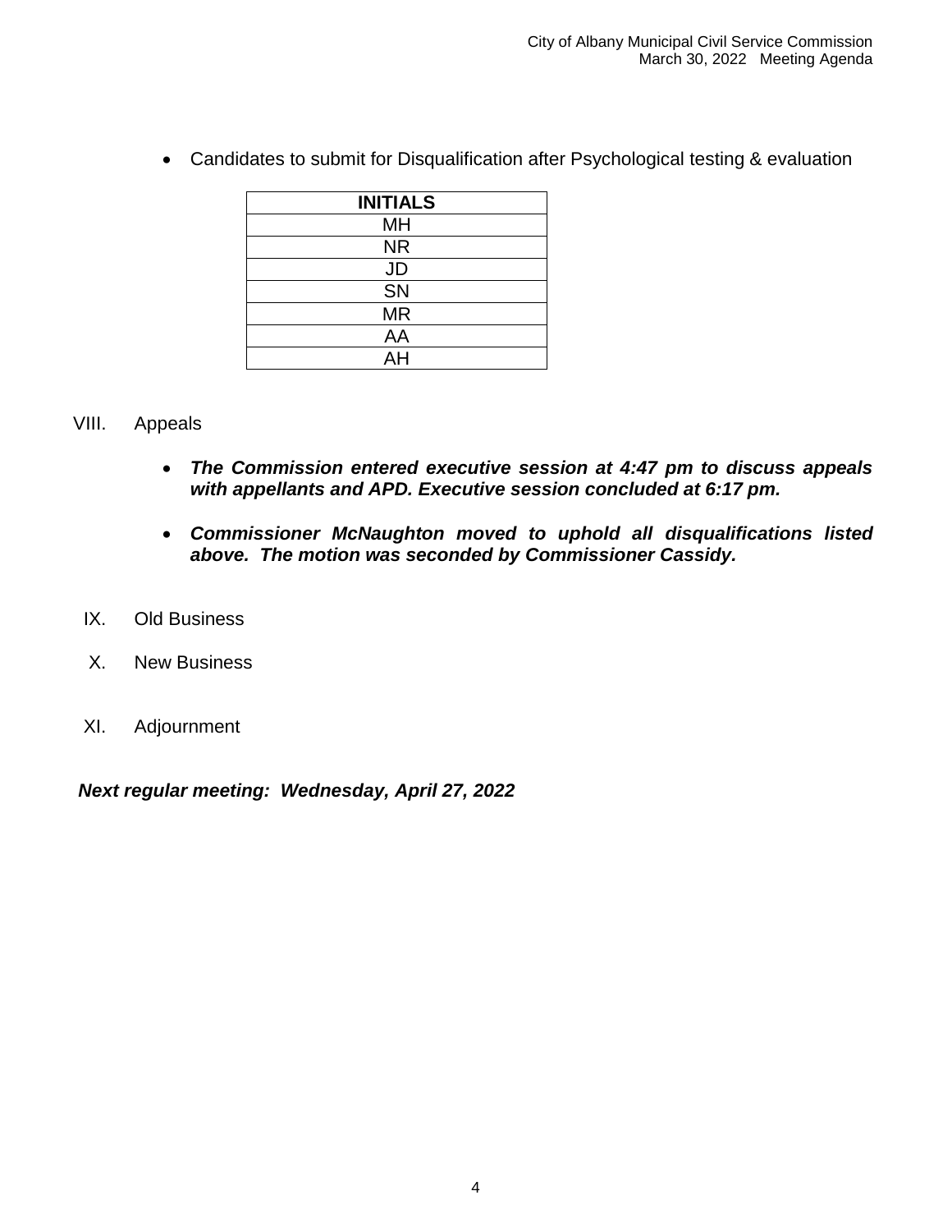- Candidates to submit for Disqualification after Psychological testing & evaluation

| INITIALS |
|---|
| MH |
| NR |
| JD |
| SN |
| MR |
| AA |
| AH |

VIII. Appeals

- ***The Commission entered executive session at 4:47 pm to discuss appeals with appellants and APD. Executive session concluded at 6:17 pm.***

- ***Commissioner McNaughton moved to uphold all disqualifications listed above. The motion was seconded by Commissioner Cassidy.***

IX. Old Business

X. New Business

XI. Adjournment

***Next regular meeting: Wednesday, April 27, 2022***